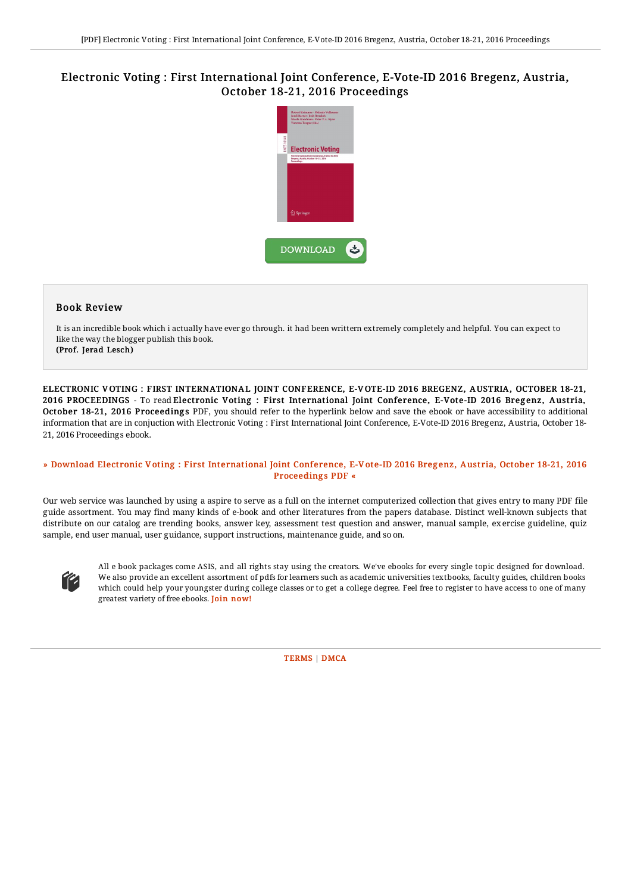# Electronic Voting : First International Joint Conference, E-Vote-ID 2016 Bregenz, Austria, October 18-21, 2016 Proceedings

DOWNLOAD

## Book Review

It is an incredible book which i actually have ever go through. it had been writtern extremely completely and helpful. You can expect to like the way the blogger publish this book.
**(Prof. Jerad Lesch)**

ELECTRONIC VOTING : FIRST INTERNATIONAL JOINT CONFERENCE, E-VOTE-ID 2016 BREGENZ, AUSTRIA, OCTOBER 18-21, 2016 PROCEEDINGS - To read **Electronic Voting : First International Joint Conference, E-Vote-ID 2016 Bregenz, Austria, October 18-21, 2016 Proceedings** PDF, you should refer to the hyperlink below and save the ebook or have accessibility to additional information that are in conjuction with Electronic Voting : First International Joint Conference, E-Vote-ID 2016 Bregenz, Austria, October 18-21, 2016 Proceedings ebook.

» Download Electronic Voting : First International Joint Conference, E-Vote-ID 2016 Bregenz, Austria, October 18-21, 2016 Proceedings PDF «

Our web service was launched by using a aspire to serve as a full on the internet computerized collection that gives entry to many PDF file guide assortment. You may find many kinds of e-book and other literatures from the papers database. Distinct well-known subjects that distribute on our catalog are trending books, answer key, assessment test question and answer, manual sample, exercise guideline, quiz sample, end user manual, user guidance, support instructions, maintenance guide, and so on.

All e book packages come ASIS, and all rights stay using the creators. We've ebooks for every single topic designed for download. We also provide an excellent assortment of pdfs for learners such as academic universities textbooks, faculty guides, children books which could help your youngster during college classes or to get a college degree. Feel free to register to have access to one of many greatest variety of free ebooks. Join now!

TERMS | DMCA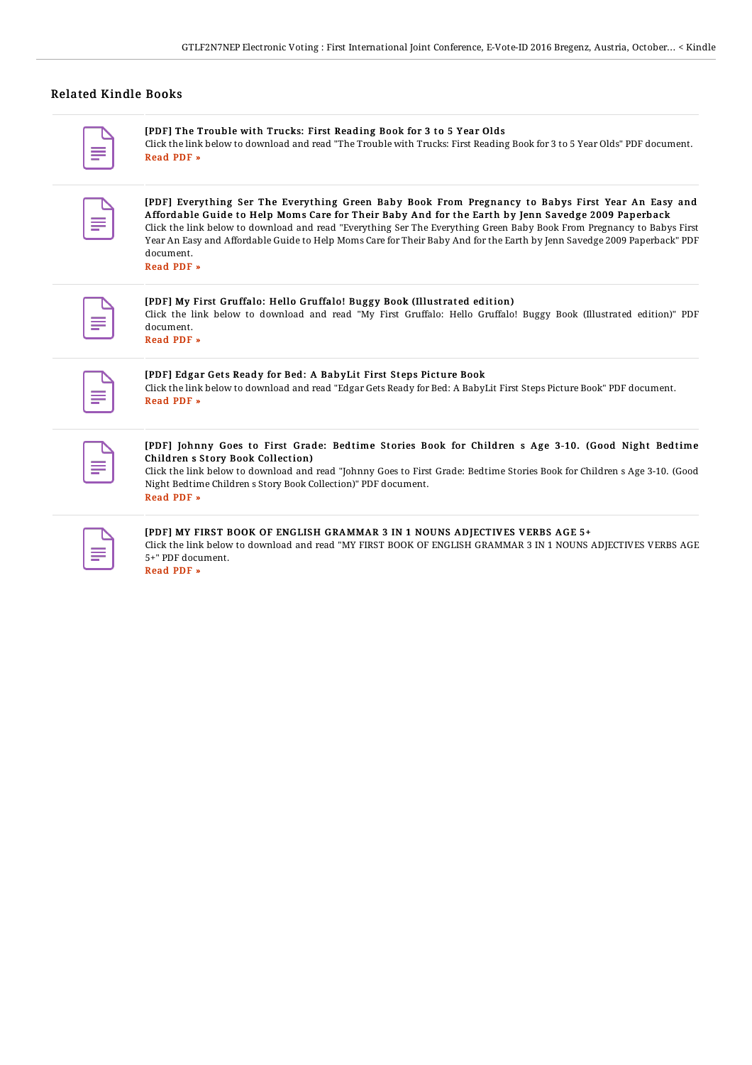## Related Kindle Books

**[PDF] The Trouble with Trucks: First Reading Book for 3 to 5 Year Olds**
Click the link below to download and read "The Trouble with Trucks: First Reading Book for 3 to 5 Year Olds" PDF document.
Read PDF »

**[PDF] Everything Ser The Everything Green Baby Book From Pregnancy to Babys First Year An Easy and Affordable Guide to Help Moms Care for Their Baby And for the Earth by Jenn Savedge 2009 Paperback**
Click the link below to download and read "Everything Ser The Everything Green Baby Book From Pregnancy to Babys First Year An Easy and Affordable Guide to Help Moms Care for Their Baby And for the Earth by Jenn Savedge 2009 Paperback" PDF document.
Read PDF »

**[PDF] My First Gruffalo: Hello Gruffalo! Buggy Book (Illustrated edition)**
Click the link below to download and read "My First Gruffalo: Hello Gruffalo! Buggy Book (Illustrated edition)" PDF document.
Read PDF »

**[PDF] Edgar Gets Ready for Bed: A BabyLit First Steps Picture Book**
Click the link below to download and read "Edgar Gets Ready for Bed: A BabyLit First Steps Picture Book" PDF document.
Read PDF »

**[PDF] Johnny Goes to First Grade: Bedtime Stories Book for Children s Age 3-10. (Good Night Bedtime Children s Story Book Collection)**
Click the link below to download and read "Johnny Goes to First Grade: Bedtime Stories Book for Children s Age 3-10. (Good Night Bedtime Children s Story Book Collection)" PDF document.
Read PDF »

**[PDF] MY FIRST BOOK OF ENGLISH GRAMMAR 3 IN 1 NOUNS ADJECTIVES VERBS AGE 5+**
Click the link below to download and read "MY FIRST BOOK OF ENGLISH GRAMMAR 3 IN 1 NOUNS ADJECTIVES VERBS AGE 5+" PDF document.
Read PDF »